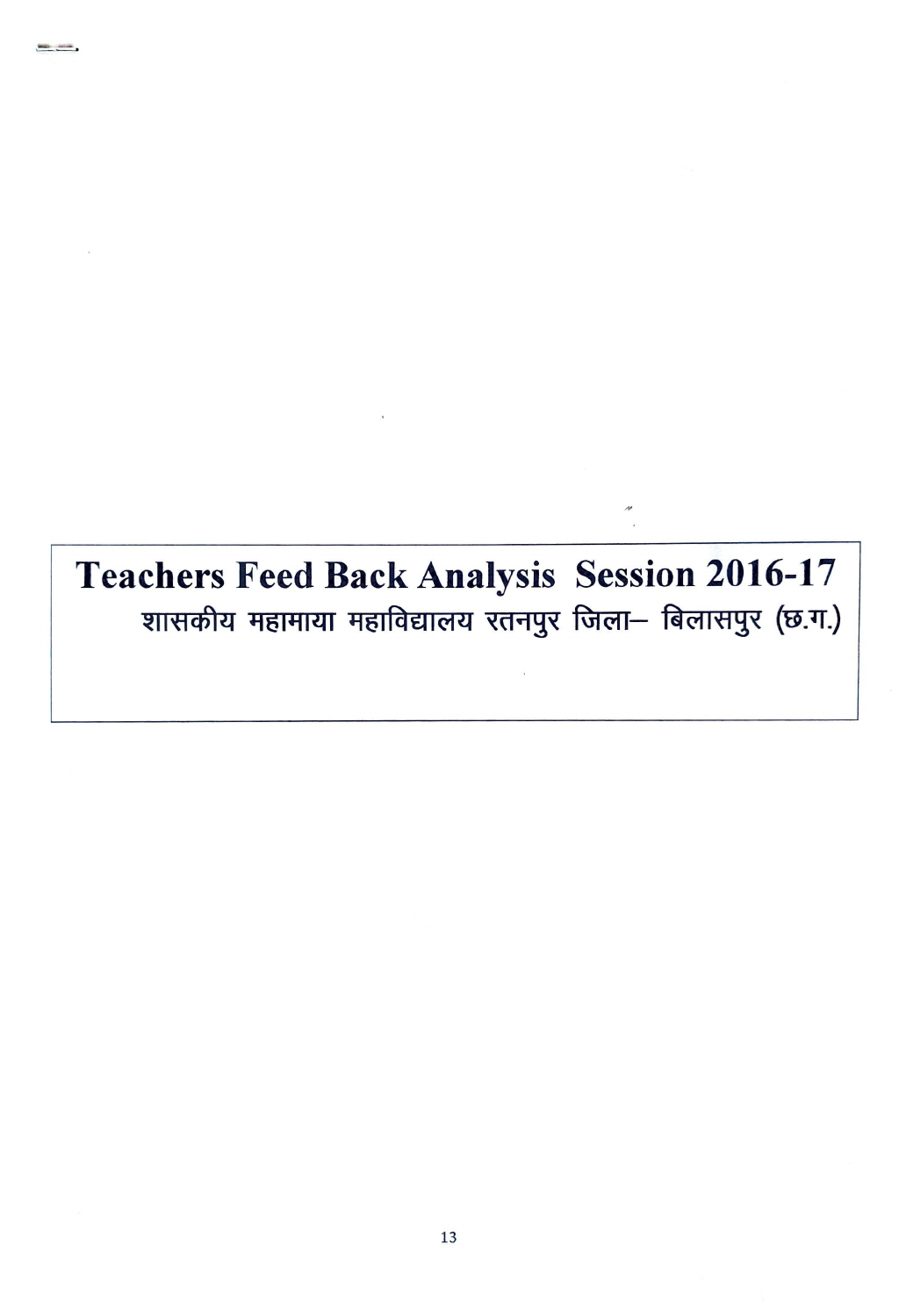# Teachers Feed Back Analysis Session 2016-17

## शासकीय महामाया महाविद्यालय रतनपुर जिला– बिलासपुर (छ.ग.)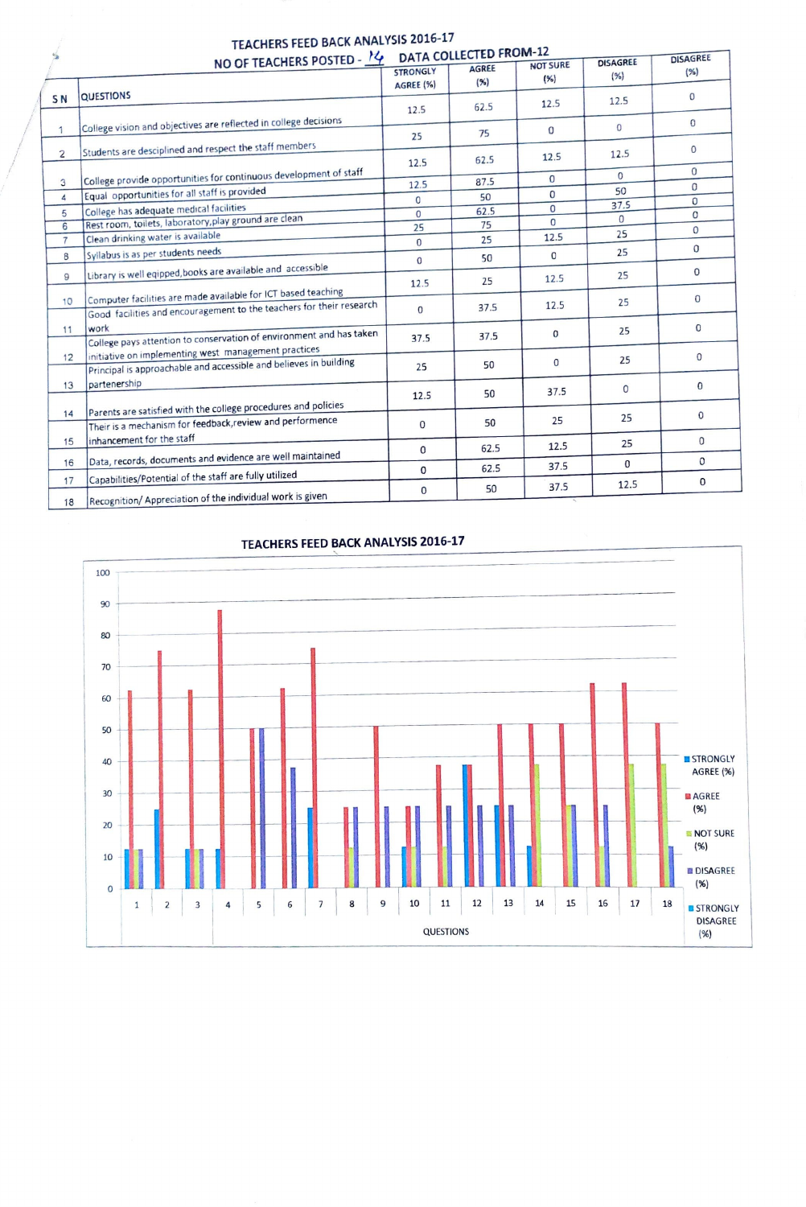# TEACHERS FEED BACK ANALYSIS 2016-17

NO OF TEACHERS POSTED - 14 DATA COLLECTED FROM-12

| SN | QUESTIONS | STRONGLY AGREE (%) | AGREE (%) | NOT SURE (%) | DISAGREE (%) | DISAGREE (%) |
|---|---|---|---|---|---|---|
| 1 | College vision and objectives are reflected in college decisions | 12.5 | 62.5 | 12.5 | 12.5 | 0 |
| 2 | Students are desciplined and respect the staff members | 25 | 75 | 0 | 0 | 0 |
| 3 | College provide opportunities for continuous development of staff | 12.5 | 62.5 | 12.5 | 12.5 | 0 |
| 4 | Equal opportunities for all staff is provided | 12.5 | 87.5 | 0 | 0 | 0 |
| 5 | College has adequate medical facilities | 0 | 50 | 0 | 50 | 0 |
| 6 | Rest room, toilets, laboratory,play ground are clean | 0 | 62.5 | 0 | 37.5 | 0 |
| 7 | Clean drinking water is available | 25 | 75 | 0 | 0 | 0 |
| 8 | Syllabus is as per students needs | 0 | 25 | 12.5 | 25 | 0 |
| 9 | Library is well eqipped,books are available and accessible | 0 | 50 | 0 | 25 | 0 |
| 10 | Computer facilities are made available for ICT based teaching | 12.5 | 25 | 12.5 | 25 | 0 |
| 11 | Good facilities and encouragement to the teachers for their research work | 0 | 37.5 | 12.5 | 25 | 0 |
| 12 | College pays attention to conservation of environment and has taken initiative on implementing west management practices | 37.5 | 37.5 | 0 | 25 | 0 |
| 13 | Principal is approachable and accessible and believes in building partenership | 25 | 50 | 0 | 25 | 0 |
| 14 | Parents are satisfied with the college procedures and policies | 12.5 | 50 | 37.5 | 0 | 0 |
| 15 | Their is a mechanism for feedback,review and performence inhancement for the staff | 0 | 50 | 25 | 25 | 0 |
| 16 | Data, records, documents and evidence are well maintained | 0 | 62.5 | 12.5 | 25 | 0 |
| 17 | Capabilities/Potential of the staff are fully utilized | 0 | 62.5 | 37.5 | 0 | 0 |
| 18 | Recognition/ Appreciation of the individual work is given | 0 | 50 | 37.5 | 12.5 | 0 |

TEACHERS FEED BACK ANALYSIS 2016-17

100
90
80
70
60
50
40
30
20
10
0

1 2 3 4 5 6 7 8 9 10 11 12 13 14 15 16 17 18

QUESTIONS

STRONGLY AGREE (%)
AGREE (%)
NOT SURE (%)
DISAGREE (%)
STRONGLY DISAGREE (%)